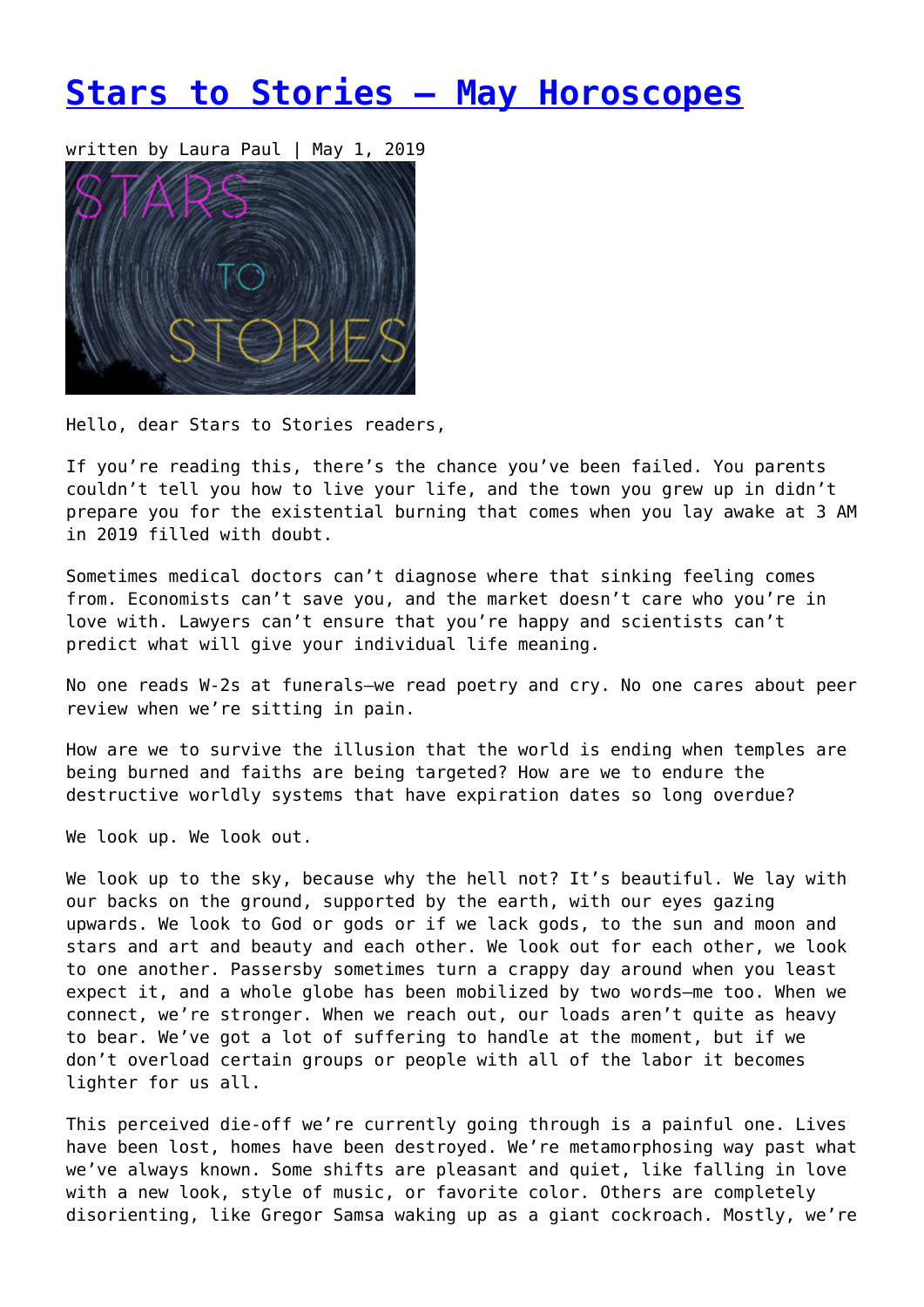# Stars to Stories – May Horoscopes

written by Laura Paul | May 1, 2019

Hello, dear Stars to Stories readers,

If you're reading this, there's the chance you've been failed. You parents couldn't tell you how to live your life, and the town you grew up in didn't prepare you for the existential burning that comes when you lay awake at 3 AM in 2019 filled with doubt.

Sometimes medical doctors can't diagnose where that sinking feeling comes from. Economists can't save you, and the market doesn't care who you're in love with. Lawyers can't ensure that you're happy and scientists can't predict what will give your individual life meaning.

No one reads W-2s at funerals—we read poetry and cry. No one cares about peer review when we're sitting in pain.

How are we to survive the illusion that the world is ending when temples are being burned and faiths are being targeted? How are we to endure the destructive worldly systems that have expiration dates so long overdue?

We look up. We look out.

We look up to the sky, because why the hell not? It's beautiful. We lay with our backs on the ground, supported by the earth, with our eyes gazing upwards. We look to God or gods or if we lack gods, to the sun and moon and stars and art and beauty and each other. We look out for each other, we look to one another. Passersby sometimes turn a crappy day around when you least expect it, and a whole globe has been mobilized by two words—me too. When we connect, we're stronger. When we reach out, our loads aren't quite as heavy to bear. We've got a lot of suffering to handle at the moment, but if we don't overload certain groups or people with all of the labor it becomes lighter for us all.

This perceived die-off we're currently going through is a painful one. Lives have been lost, homes have been destroyed. We're metamorphosing way past what we've always known. Some shifts are pleasant and quiet, like falling in love with a new look, style of music, or favorite color. Others are completely disorienting, like Gregor Samsa waking up as a giant cockroach. Mostly, we're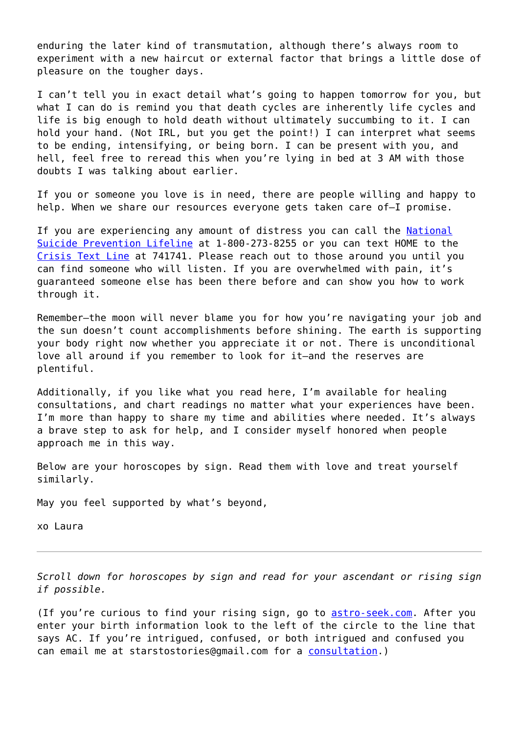enduring the later kind of transmutation, although there's always room to experiment with a new haircut or external factor that brings a little dose of pleasure on the tougher days.

I can't tell you in exact detail what's going to happen tomorrow for you, but what I can do is remind you that death cycles are inherently life cycles and life is big enough to hold death without ultimately succumbing to it. I can hold your hand. (Not IRL, but you get the point!) I can interpret what seems to be ending, intensifying, or being born. I can be present with you, and hell, feel free to reread this when you're lying in bed at 3 AM with those doubts I was talking about earlier.

If you or someone you love is in need, there are people willing and happy to help. When we share our resources everyone gets taken care of—I promise.

If you are experiencing any amount of distress you can call the [National Suicide Prevention Lifeline] at 1-800-273-8255 or you can text HOME to the [Crisis Text Line] at 741741. Please reach out to those around you until you can find someone who will listen. If you are overwhelmed with pain, it's guaranteed someone else has been there before and can show you how to work through it.

Remember—the moon will never blame you for how you're navigating your job and the sun doesn't count accomplishments before shining. The earth is supporting your body right now whether you appreciate it or not. There is unconditional love all around if you remember to look for it—and the reserves are plentiful.

Additionally, if you like what you read here, I'm available for healing consultations, and chart readings no matter what your experiences have been. I'm more than happy to share my time and abilities where needed. It's always a brave step to ask for help, and I consider myself honored when people approach me in this way.

Below are your horoscopes by sign. Read them with love and treat yourself similarly.

May you feel supported by what's beyond,

xo Laura

---

*Scroll down for horoscopes by sign and read for your ascendant or rising sign if possible.*

(If you're curious to find your rising sign, go to [astro-seek.com]. After you enter your birth information look to the left of the circle to the line that says AC. If you're intrigued, confused, or both intrigued and confused you can email me at starstostories@gmail.com for a [consultation].)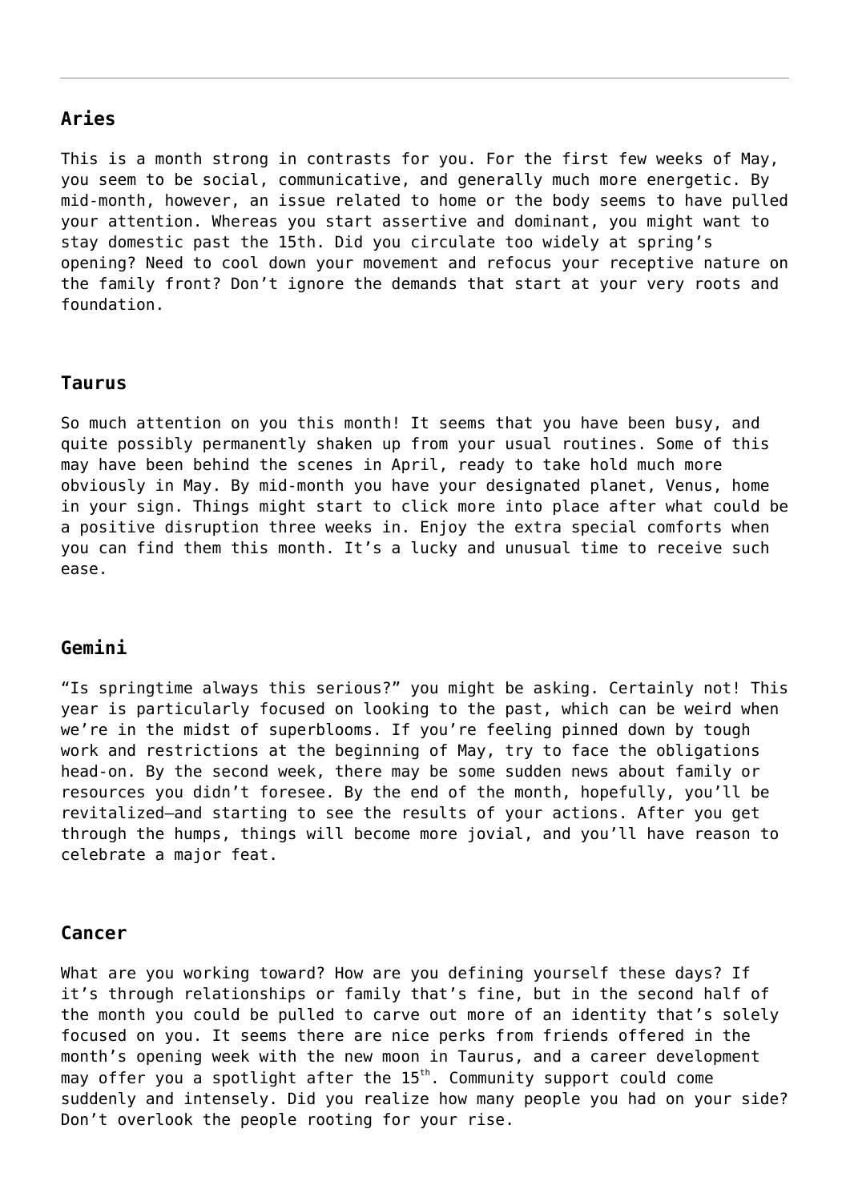## Aries

This is a month strong in contrasts for you. For the first few weeks of May, you seem to be social, communicative, and generally much more energetic. By mid-month, however, an issue related to home or the body seems to have pulled your attention. Whereas you start assertive and dominant, you might want to stay domestic past the 15th. Did you circulate too widely at spring's opening? Need to cool down your movement and refocus your receptive nature on the family front? Don't ignore the demands that start at your very roots and foundation.

## Taurus

So much attention on you this month! It seems that you have been busy, and quite possibly permanently shaken up from your usual routines. Some of this may have been behind the scenes in April, ready to take hold much more obviously in May. By mid-month you have your designated planet, Venus, home in your sign. Things might start to click more into place after what could be a positive disruption three weeks in. Enjoy the extra special comforts when you can find them this month. It's a lucky and unusual time to receive such ease.

## Gemini

"Is springtime always this serious?" you might be asking. Certainly not! This year is particularly focused on looking to the past, which can be weird when we're in the midst of superblooms. If you're feeling pinned down by tough work and restrictions at the beginning of May, try to face the obligations head-on. By the second week, there may be some sudden news about family or resources you didn't foresee. By the end of the month, hopefully, you'll be revitalized—and starting to see the results of your actions. After you get through the humps, things will become more jovial, and you'll have reason to celebrate a major feat.

## Cancer

What are you working toward? How are you defining yourself these days? If it's through relationships or family that's fine, but in the second half of the month you could be pulled to carve out more of an identity that's solely focused on you. It seems there are nice perks from friends offered in the month's opening week with the new moon in Taurus, and a career development may offer you a spotlight after the 15th. Community support could come suddenly and intensely. Did you realize how many people you had on your side? Don't overlook the people rooting for your rise.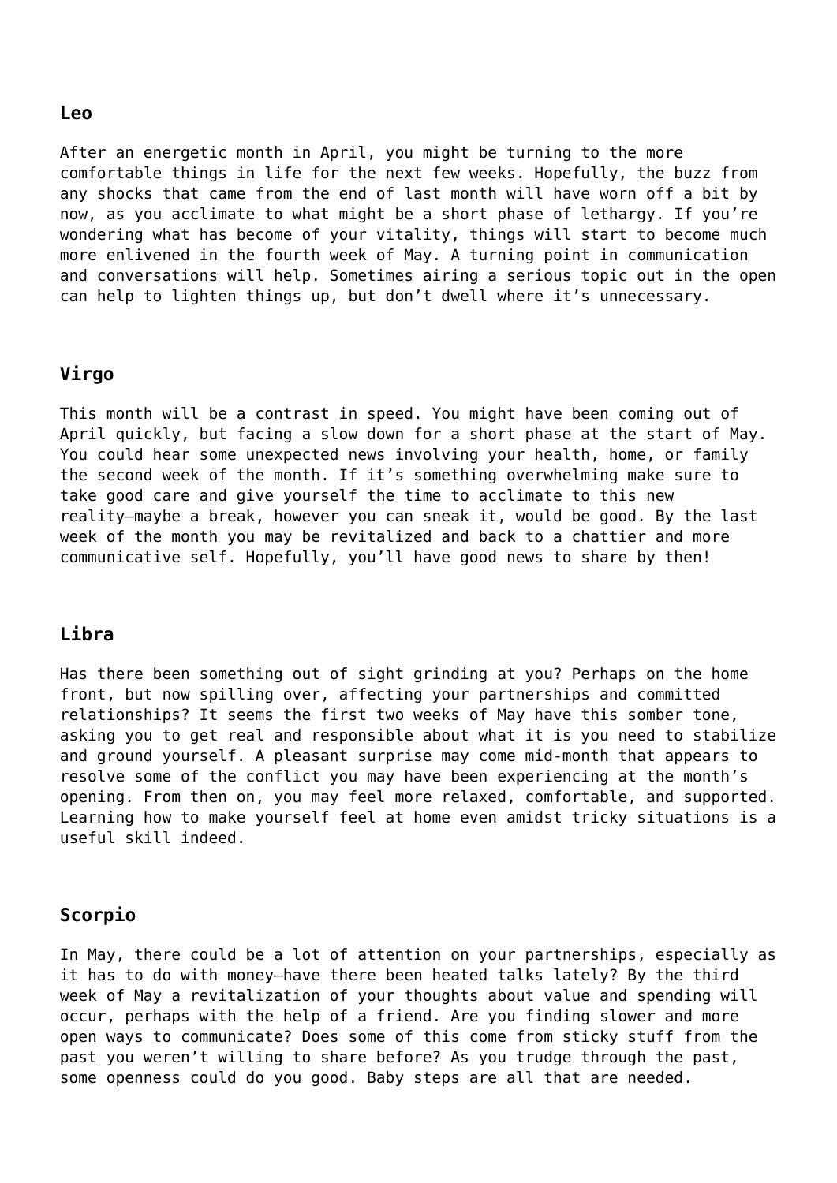### Leo

After an energetic month in April, you might be turning to the more comfortable things in life for the next few weeks. Hopefully, the buzz from any shocks that came from the end of last month will have worn off a bit by now, as you acclimate to what might be a short phase of lethargy. If you're wondering what has become of your vitality, things will start to become much more enlivened in the fourth week of May. A turning point in communication and conversations will help. Sometimes airing a serious topic out in the open can help to lighten things up, but don't dwell where it's unnecessary.

### Virgo

This month will be a contrast in speed. You might have been coming out of April quickly, but facing a slow down for a short phase at the start of May. You could hear some unexpected news involving your health, home, or family the second week of the month. If it's something overwhelming make sure to take good care and give yourself the time to acclimate to this new reality—maybe a break, however you can sneak it, would be good. By the last week of the month you may be revitalized and back to a chattier and more communicative self. Hopefully, you'll have good news to share by then!

### Libra

Has there been something out of sight grinding at you? Perhaps on the home front, but now spilling over, affecting your partnerships and committed relationships? It seems the first two weeks of May have this somber tone, asking you to get real and responsible about what it is you need to stabilize and ground yourself. A pleasant surprise may come mid-month that appears to resolve some of the conflict you may have been experiencing at the month's opening. From then on, you may feel more relaxed, comfortable, and supported. Learning how to make yourself feel at home even amidst tricky situations is a useful skill indeed.

### Scorpio

In May, there could be a lot of attention on your partnerships, especially as it has to do with money—have there been heated talks lately? By the third week of May a revitalization of your thoughts about value and spending will occur, perhaps with the help of a friend. Are you finding slower and more open ways to communicate? Does some of this come from sticky stuff from the past you weren't willing to share before? As you trudge through the past, some openness could do you good. Baby steps are all that are needed.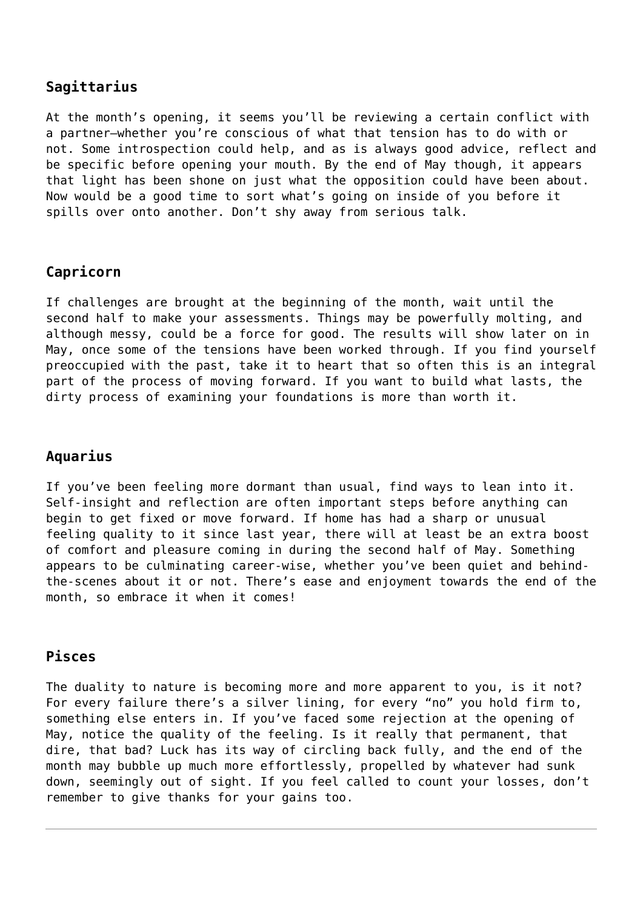### Sagittarius

At the month's opening, it seems you'll be reviewing a certain conflict with a partner—whether you're conscious of what that tension has to do with or not. Some introspection could help, and as is always good advice, reflect and be specific before opening your mouth. By the end of May though, it appears that light has been shone on just what the opposition could have been about. Now would be a good time to sort what's going on inside of you before it spills over onto another. Don't shy away from serious talk.

### Capricorn

If challenges are brought at the beginning of the month, wait until the second half to make your assessments. Things may be powerfully molting, and although messy, could be a force for good. The results will show later on in May, once some of the tensions have been worked through. If you find yourself preoccupied with the past, take it to heart that so often this is an integral part of the process of moving forward. If you want to build what lasts, the dirty process of examining your foundations is more than worth it.

### Aquarius

If you've been feeling more dormant than usual, find ways to lean into it. Self-insight and reflection are often important steps before anything can begin to get fixed or move forward. If home has had a sharp or unusual feeling quality to it since last year, there will at least be an extra boost of comfort and pleasure coming in during the second half of May. Something appears to be culminating career-wise, whether you've been quiet and behind-the-scenes about it or not. There's ease and enjoyment towards the end of the month, so embrace it when it comes!

### Pisces

The duality to nature is becoming more and more apparent to you, is it not? For every failure there's a silver lining, for every "no" you hold firm to, something else enters in. If you've faced some rejection at the opening of May, notice the quality of the feeling. Is it really that permanent, that dire, that bad? Luck has its way of circling back fully, and the end of the month may bubble up much more effortlessly, propelled by whatever had sunk down, seemingly out of sight. If you feel called to count your losses, don't remember to give thanks for your gains too.

---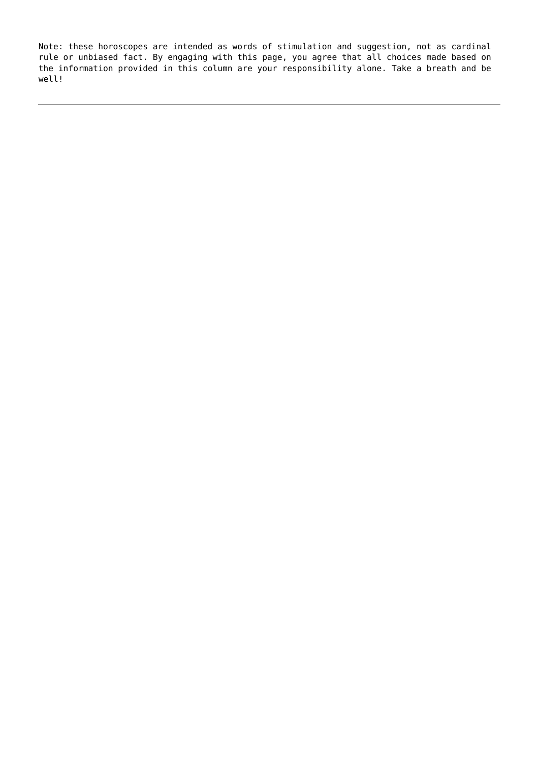Note: these horoscopes are intended as words of stimulation and suggestion, not as cardinal rule or unbiased fact. By engaging with this page, you agree that all choices made based on the information provided in this column are your responsibility alone. Take a breath and be well!

---